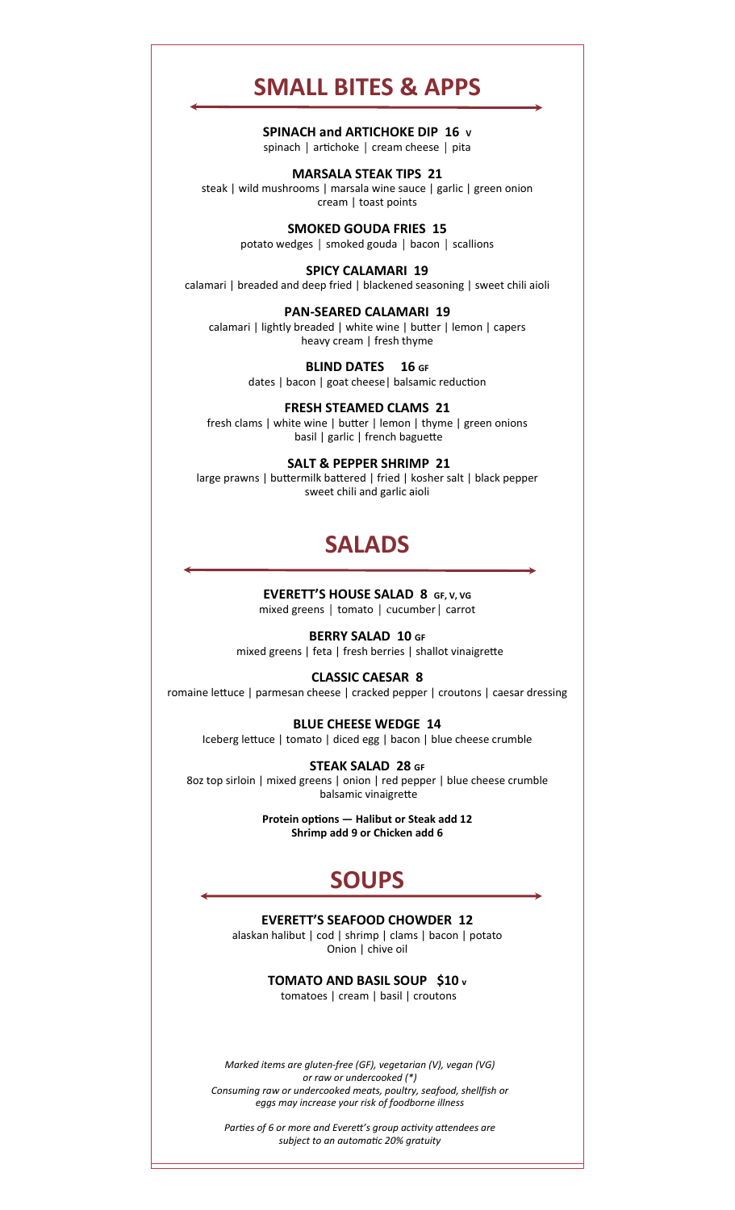# SMALL BITES & APPS

**SPINACH and ARTICHOKE DIP 16** V
spinach | artichoke | cream cheese | pita

**MARSALA STEAK TIPS 21**
steak | wild mushrooms | marsala wine sauce | garlic | green onion
cream | toast points

**SMOKED GOUDA FRIES 15**
potato wedges | smoked gouda | bacon | scallions

**SPICY CALAMARI 19**
calamari | breaded and deep fried | blackened seasoning | sweet chili aioli

**PAN-SEARED CALAMARI 19**
calamari | lightly breaded | white wine | butter | lemon | capers
heavy cream | fresh thyme

**BLIND DATES 16** GF
dates | bacon | goat cheese| balsamic reduction

**FRESH STEAMED CLAMS 21**
fresh clams | white wine | butter | lemon | thyme | green onions
basil | garlic | french baguette

**SALT & PEPPER SHRIMP 21**
large prawns | buttermilk battered | fried | kosher salt | black pepper
sweet chili and garlic aioli

# SALADS

**EVERETT'S HOUSE SALAD 8** GF, V, VG
mixed greens | tomato | cucumber| carrot

**BERRY SALAD 10** GF
mixed greens | feta | fresh berries | shallot vinaigrette

**CLASSIC CAESAR 8**
romaine lettuce | parmesan cheese | cracked pepper | croutons | caesar dressing

**BLUE CHEESE WEDGE 14**
Iceberg lettuce | tomato | diced egg | bacon | blue cheese crumble

**STEAK SALAD 28** GF
8oz top sirloin | mixed greens | onion | red pepper | blue cheese crumble
balsamic vinaigrette

**Protein options — Halibut or Steak add 12**
**Shrimp add 9 or Chicken add 6**

# SOUPS

**EVERETT'S SEAFOOD CHOWDER 12**
alaskan halibut | cod | shrimp | clams | bacon | potato
Onion | chive oil

**TOMATO AND BASIL SOUP $10** V
tomatoes | cream | basil | croutons

*Marked items are gluten-free (GF), vegetarian (V), vegan (VG)*
*or raw or undercooked (*)*
*Consuming raw or undercooked meats, poultry, seafood, shellfish or eggs may increase your risk of foodborne illness*

*Parties of 6 or more and Everett's group activity attendees are subject to an automatic 20% gratuity*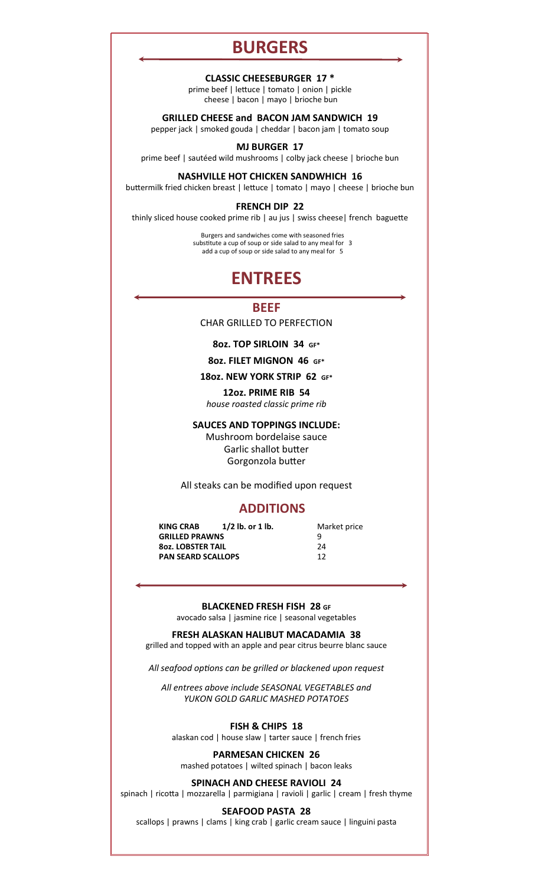# BURGERS

**CLASSIC CHEESEBURGER 17 ***
prime beef | lettuce | tomato | onion | pickle
cheese | bacon | mayo | brioche bun

**GRILLED CHEESE and BACON JAM SANDWICH 19**
pepper jack | smoked gouda | cheddar | bacon jam | tomato soup

**MJ BURGER 17**
prime beef | sautéed wild mushrooms | colby jack cheese | brioche bun

**NASHVILLE HOT CHICKEN SANDWHICH 16**
buttermilk fried chicken breast | lettuce | tomato | mayo | cheese | brioche bun

**FRENCH DIP 22**
thinly sliced house cooked prime rib | au jus | swiss cheese| french baguette

Burgers and sandwiches come with seasoned fries
substitute a cup of soup or side salad to any meal for 3
add a cup of soup or side salad to any meal for 5

# ENTREES

## BEEF

CHAR GRILLED TO PERFECTION

**8oz. TOP SIRLOIN 34** GF*

**8oz. FILET MIGNON 46** GF*

**18oz. NEW YORK STRIP 62** GF*

**12oz. PRIME RIB 54**
*house roasted classic prime rib*

**SAUCES AND TOPPINGS INCLUDE:**
Mushroom bordelaise sauce
Garlic shallot butter
Gorgonzola butter

All steaks can be modified upon request

## ADDITIONS

| | | |
|---|---|---|
| **KING CRAB** | **1/2 lb. or 1 lb.** | Market price |
| **GRILLED PRAWNS** | | 9 |
| **8oz. LOBSTER TAIL** | | 24 |
| **PAN SEARD SCALLOPS** | | 12 |

**BLACKENED FRESH FISH 28** GF
avocado salsa | jasmine rice | seasonal vegetables

**FRESH ALASKAN HALIBUT MACADAMIA 38**
grilled and topped with an apple and pear citrus beurre blanc sauce

*All seafood options can be grilled or blackened upon request*

*All entrees above include SEASONAL VEGETABLES and YUKON GOLD GARLIC MASHED POTATOES*

**FISH & CHIPS 18**
alaskan cod | house slaw | tarter sauce | french fries

**PARMESAN CHICKEN 26**
mashed potatoes | wilted spinach | bacon leaks

**SPINACH AND CHEESE RAVIOLI 24**
spinach | ricotta | mozzarella | parmigiana | ravioli | garlic | cream | fresh thyme

**SEAFOOD PASTA 28**
scallops | prawns | clams | king crab | garlic cream sauce | linguini pasta